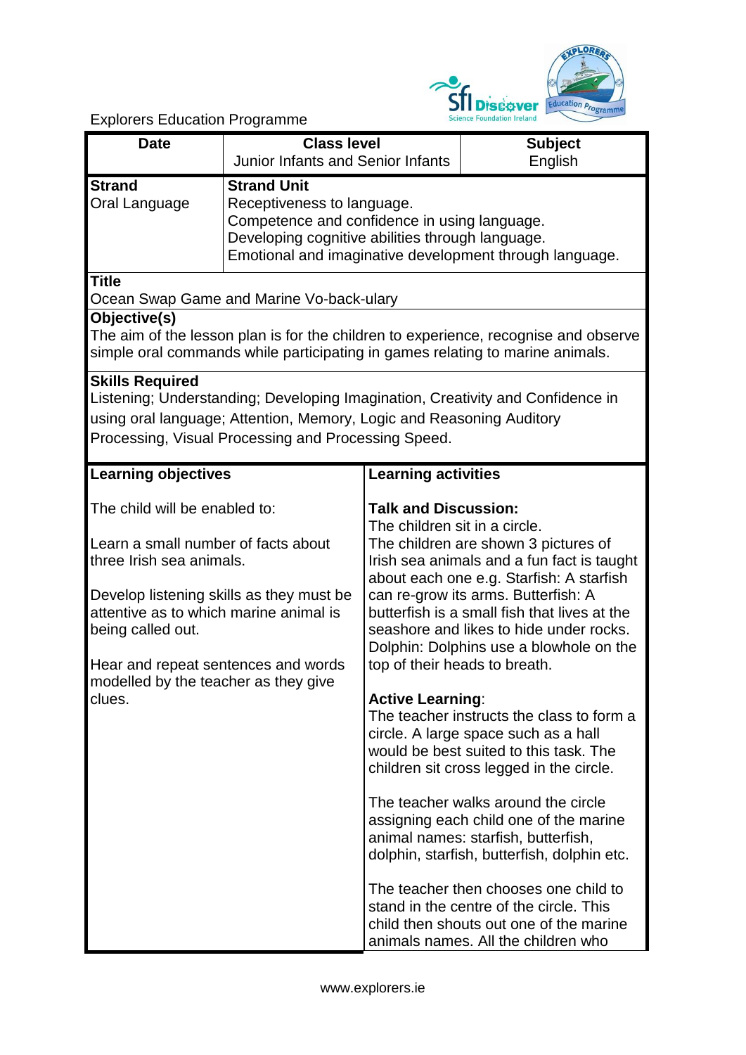Explorers Education Programme

| Date | Class level<br>Junior Infants and Senior Infants | Subject<br>English |
|---|---|---|

| **Strand**<br>Oral Language | **Strand Unit**<br>Receptiveness to language.<br>Competence and confidence in using language.<br>Developing cognitive abilities through language.<br>Emotional and imaginative development through language. |
|---|---|

**Title**

Ocean Swap Game and Marine Vo-back-ulary

**Objective(s)**

The aim of the lesson plan is for the children to experience, recognise and observe simple oral commands while participating in games relating to marine animals.

**Skills Required**

Listening; Understanding; Developing Imagination, Creativity and Confidence in using oral language; Attention, Memory, Logic and Reasoning Auditory Processing, Visual Processing and Processing Speed.

| **Learning objectives** | **Learning activities** |
|---|---|
| The child will be enabled to:<br><br>Learn a small number of facts about three Irish sea animals.<br><br>Develop listening skills as they must be attentive as to which marine animal is being called out.<br><br>Hear and repeat sentences and words modelled by the teacher as they give clues. | **Talk and Discussion:**<br>The children sit in a circle.<br>The children are shown 3 pictures of Irish sea animals and a fun fact is taught about each one e.g. Starfish: A starfish can re-grow its arms. Butterfish: A butterfish is a small fish that lives at the seashore and likes to hide under rocks. Dolphin: Dolphins use a blowhole on the top of their heads to breath.<br><br>**Active Learning**:<br>The teacher instructs the class to form a circle. A large space such as a hall would be best suited to this task. The children sit cross legged in the circle.<br><br>The teacher walks around the circle assigning each child one of the marine animal names: starfish, butterfish, dolphin, starfish, butterfish, dolphin etc.<br><br>The teacher then chooses one child to stand in the centre of the circle. This child then shouts out one of the marine animals names. All the children who |

www.explorers.ie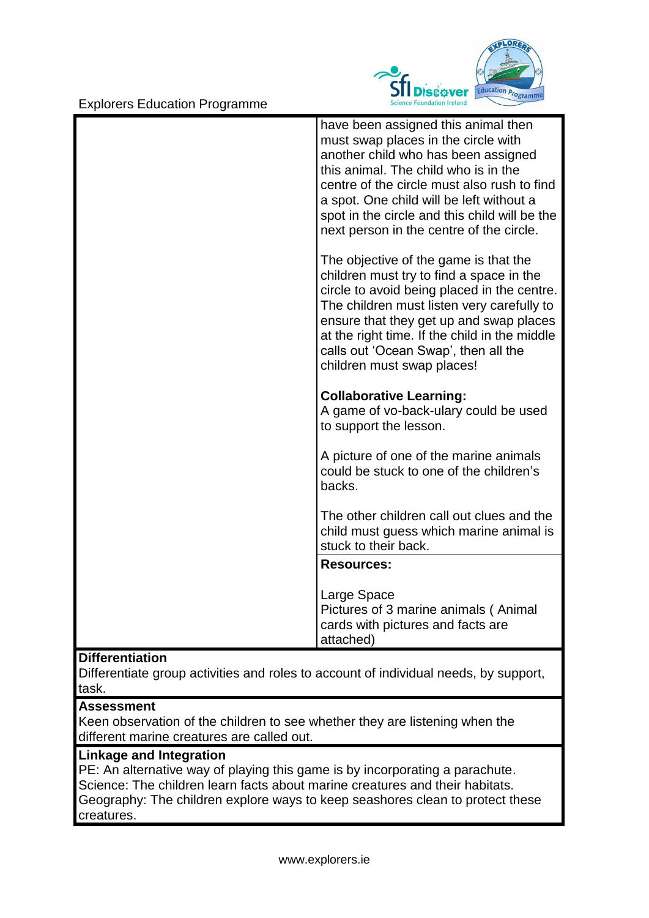| | |
|---|---|
| | have been assigned this animal then must swap places in the circle with another child who has been assigned this animal. The child who is in the centre of the circle must also rush to find a spot. One child will be left without a spot in the circle and this child will be the next person in the centre of the circle.<br><br>The objective of the game is that the children must try to find a space in the circle to avoid being placed in the centre. The children must listen very carefully to ensure that they get up and swap places at the right time. If the child in the middle calls out 'Ocean Swap', then all the children must swap places!<br><br>**Collaborative Learning:**<br>A game of vo-back-ulary could be used to support the lesson.<br><br>A picture of one of the marine animals could be stuck to one of the children's backs.<br><br>The other children call out clues and the child must guess which marine animal is stuck to their back. |
| | **Resources:**<br><br>Large Space<br>Pictures of 3 marine animals ( Animal cards with pictures and facts are attached) |

**Differentiation**

Differentiate group activities and roles to account of individual needs, by support, task.

**Assessment**

Keen observation of the children to see whether they are listening when the different marine creatures are called out.

**Linkage and Integration**

PE: An alternative way of playing this game is by incorporating a parachute.
Science: The children learn facts about marine creatures and their habitats.
Geography: The children explore ways to keep seashores clean to protect these creatures.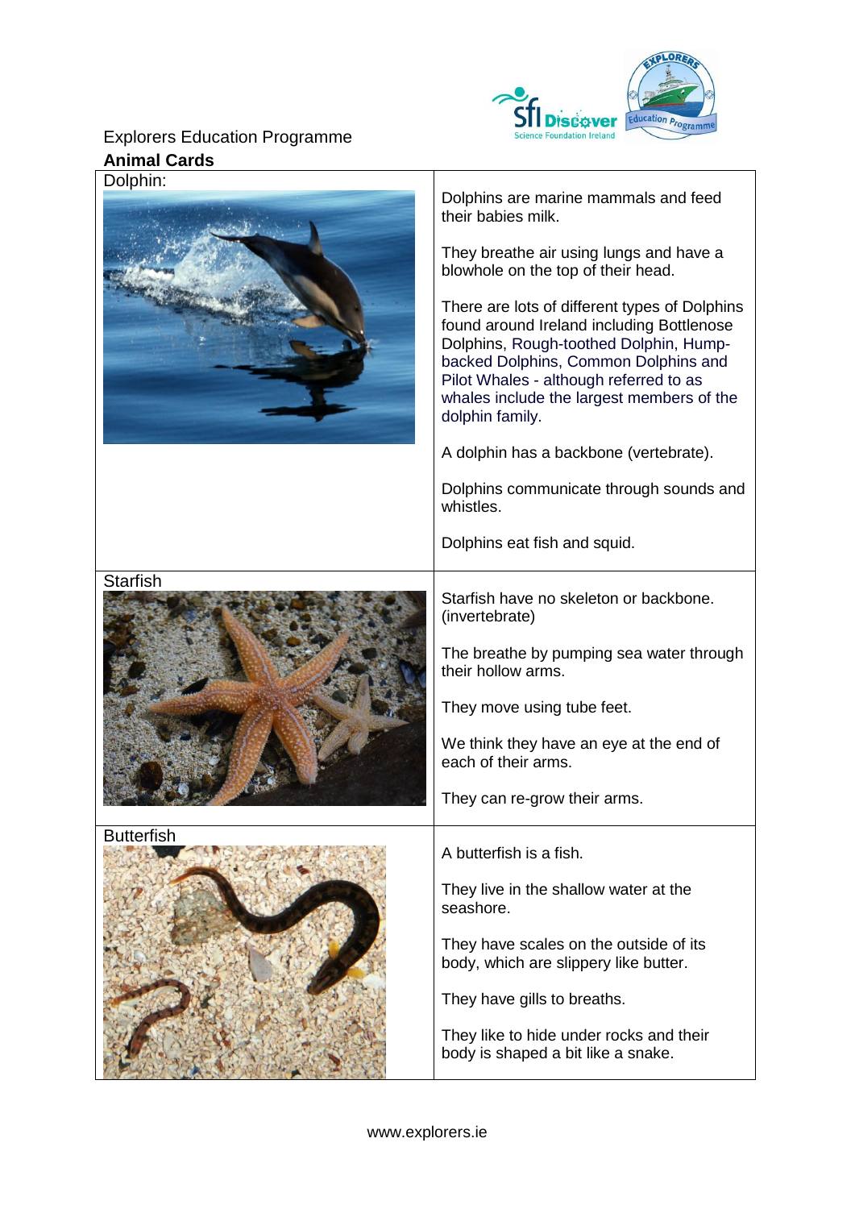Explorers Education Programme

**Animal Cards**

| Animal | Facts |
|---|---|
| Dolphin: | Dolphins are marine mammals and feed their babies milk.<br><br>They breathe air using lungs and have a blowhole on the top of their head.<br><br>There are lots of different types of Dolphins found around Ireland including Bottlenose Dolphins, Rough-toothed Dolphin, Hump-backed Dolphins, Common Dolphins and Pilot Whales - although referred to as whales include the largest members of the dolphin family.<br><br>A dolphin has a backbone (vertebrate).<br><br>Dolphins communicate through sounds and whistles.<br><br>Dolphins eat fish and squid. |
| Starfish | Starfish have no skeleton or backbone. (invertebrate)<br><br>The breathe by pumping sea water through their hollow arms.<br><br>They move using tube feet.<br><br>We think they have an eye at the end of each of their arms.<br><br>They can re-grow their arms. |
| Butterfish | A butterfish is a fish.<br><br>They live in the shallow water at the seashore.<br><br>They have scales on the outside of its body, which are slippery like butter.<br><br>They have gills to breaths.<br><br>They like to hide under rocks and their body is shaped a bit like a snake. |

www.explorers.ie